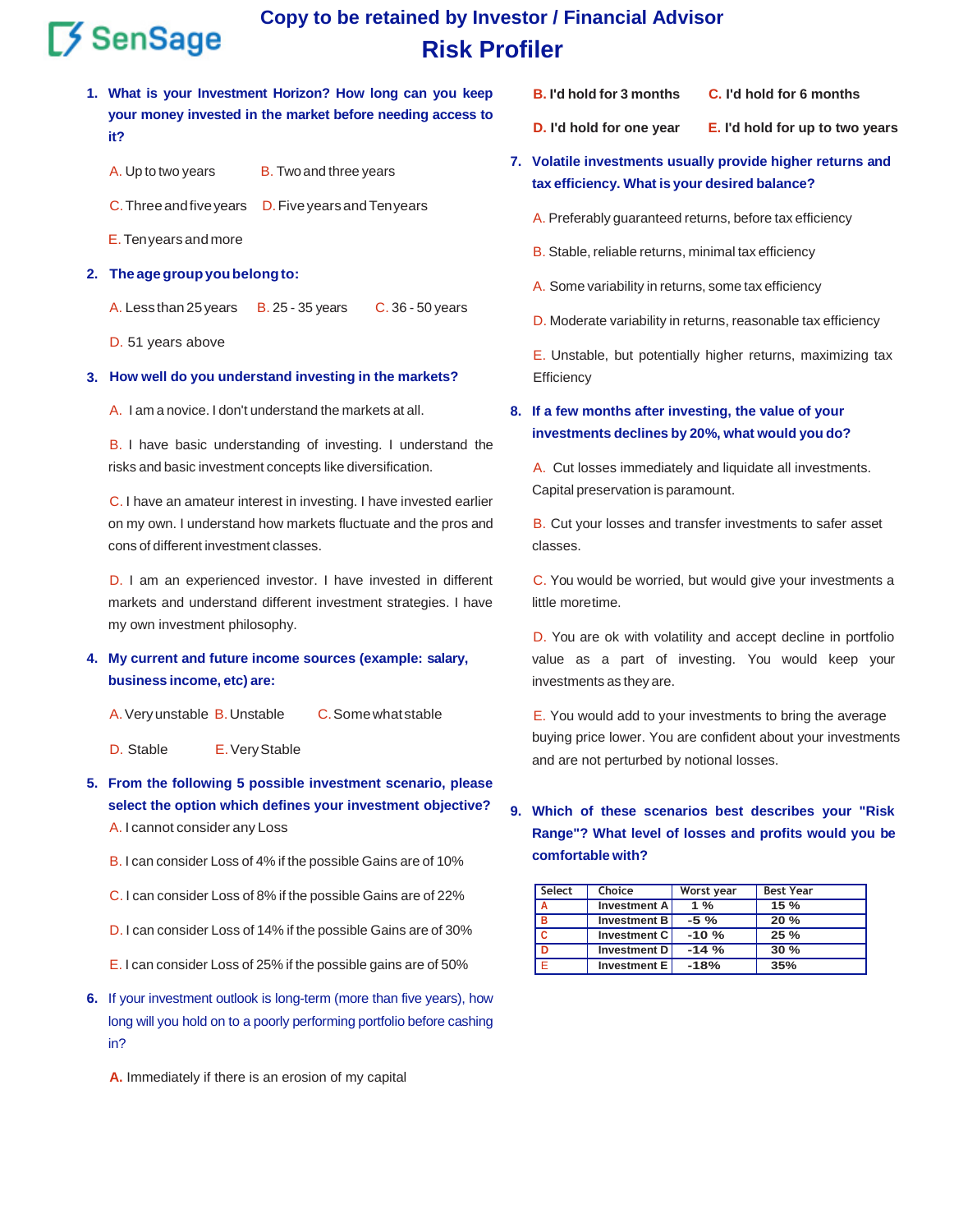SenSage

# Copy to be retained by Investor / Financial Advisor

## Risk Profiler

**1. What is your Investment Horizon? How long can you keep your money invested in the market before needing access to it?**

A. Up to two years B. Two and three years

C. Three and five years D. Five years and Ten years

E. Ten years and more

**2. The age group you belong to:**

A. Less than 25 years B. 25 - 35 years C. 36 - 50 years

D. 51 years above

**3. How well do you understand investing in the markets?**

A. I am a novice. I don't understand the markets at all.

B. I have basic understanding of investing. I understand the risks and basic investment concepts like diversification.

C. I have an amateur interest in investing. I have invested earlier on my own. I understand how markets fluctuate and the pros and cons of different investment classes.

D. I am an experienced investor. I have invested in different markets and understand different investment strategies. I have my own investment philosophy.

**4. My current and future income sources (example: salary, business income, etc) are:**

A. Very unstable B. Unstable C. Somewhat stable

D. Stable E. Very Stable

**5. From the following 5 possible investment scenario, please select the option which defines your investment objective?**

A. I cannot consider any Loss

B. I can consider Loss of 4% if the possible Gains are of 10%

C. I can consider Loss of 8% if the possible Gains are of 22%

D. I can consider Loss of 14% if the possible Gains are of 30%

E. I can consider Loss of 25% if the possible gains are of 50%

**6. If your investment outlook is long-term (more than five years), how long will you hold on to a poorly performing portfolio before cashing in?**

**A.** Immediately if there is an erosion of my capital

**B.** I'd hold for 3 months **C.** I'd hold for 6 months

**D.** I'd hold for one year **E.** I'd hold for up to two years

**7. Volatile investments usually provide higher returns and tax efficiency. What is your desired balance?**

A. Preferably guaranteed returns, before tax efficiency

B. Stable, reliable returns, minimal tax efficiency

A. Some variability in returns, some tax efficiency

D. Moderate variability in returns, reasonable tax efficiency

E. Unstable, but potentially higher returns, maximizing tax Efficiency

**8. If a few months after investing, the value of your investments declines by 20%, what would you do?**

A. Cut losses immediately and liquidate all investments. Capital preservation is paramount.

B. Cut your losses and transfer investments to safer asset classes.

C. You would be worried, but would give your investments a little moretime.

D. You are ok with volatility and accept decline in portfolio value as a part of investing. You would keep your investments as they are.

E. You would add to your investments to bring the average buying price lower. You are confident about your investments and are not perturbed by notional losses.

**9. Which of these scenarios best describes your "Risk Range"? What level of losses and profits would you be comfortable with?**

| Select | Choice | Worst year | Best Year |
|---|---|---|---|
| A | Investment A | 1 % | 15 % |
| B | Investment B | -5 % | 20 % |
| C | Investment C | -10 % | 25 % |
| D | Investment D | -14 % | 30 % |
| E | Investment E | -18% | 35% |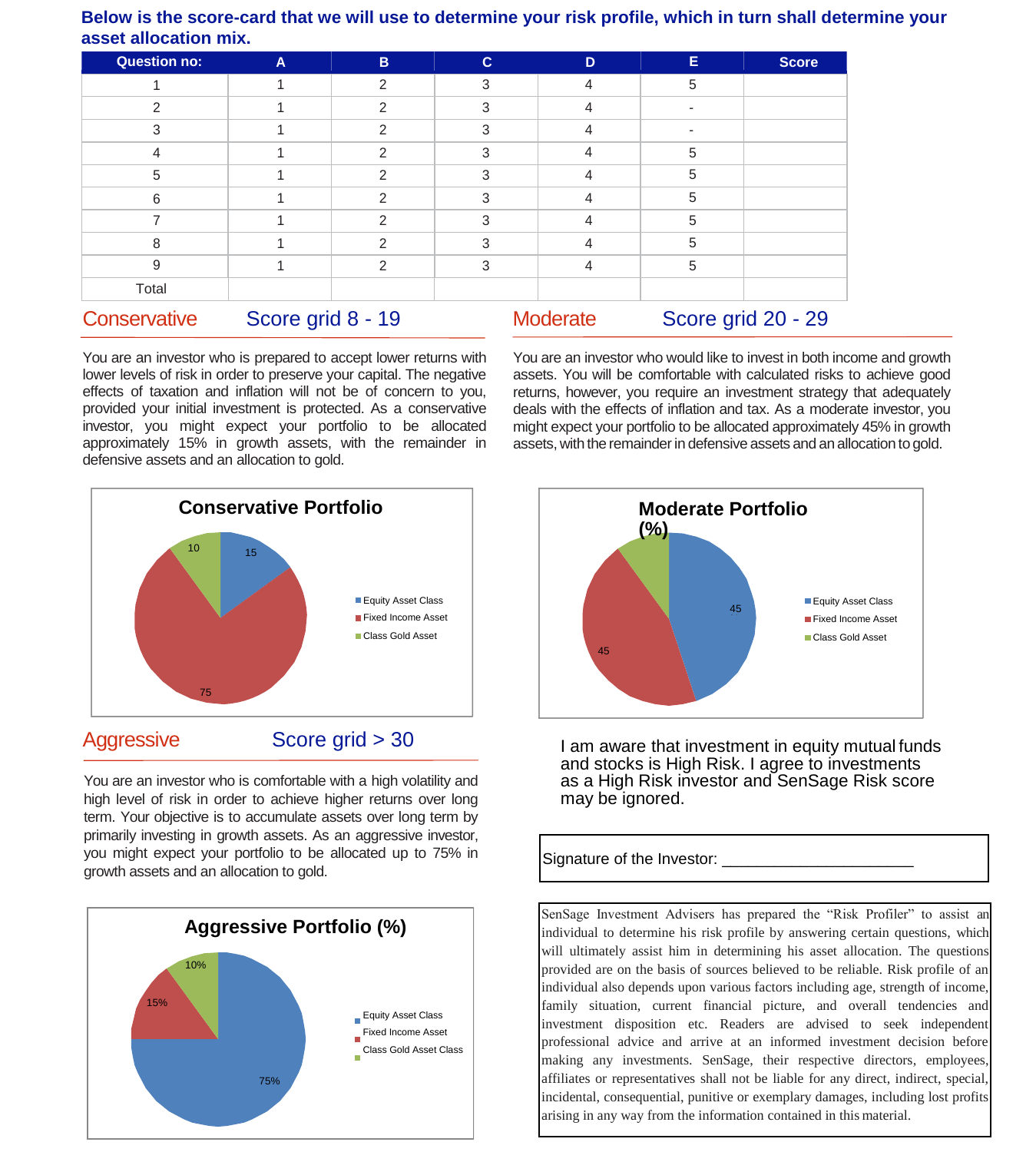**Below is the score-card that we will use to determine your risk profile, which in turn shall determine your asset allocation mix.**

| Question no: | A | B | C | D | E | Score |
|---|---|---|---|---|---|---|
| 1 | 1 | 2 | 3 | 4 | 5 | |
| 2 | 1 | 2 | 3 | 4 | - | |
| 3 | 1 | 2 | 3 | 4 | - | |
| 4 | 1 | 2 | 3 | 4 | 5 | |
| 5 | 1 | 2 | 3 | 4 | 5 | |
| 6 | 1 | 2 | 3 | 4 | 5 | |
| 7 | 1 | 2 | 3 | 4 | 5 | |
| 8 | 1 | 2 | 3 | 4 | 5 | |
| 9 | 1 | 2 | 3 | 4 | 5 | |
| Total | | | | | | |

## Conservative — Score grid 8 - 19

You are an investor who is prepared to accept lower returns with lower levels of risk in order to preserve your capital. The negative effects of taxation and inflation will not be of concern to you, provided your initial investment is protected. As a conservative investor, you might expect your portfolio to be allocated approximately 15% in growth assets, with the remainder in defensive assets and an allocation to gold.

**Conservative Portfolio**

15
75
10

Equity Asset Class
Fixed Income Asset
Class Gold Asset

## Moderate — Score grid 20 - 29

You are an investor who would like to invest in both income and growth assets. You will be comfortable with calculated risks to achieve good returns, however, you require an investment strategy that adequately deals with the effects of inflation and tax. As a moderate investor, you might expect your portfolio to be allocated approximately 45% in growth assets, with the remainder in defensive assets and an allocation to gold.

**Moderate Portfolio (%)**

45
45

Equity Asset Class
Fixed Income Asset
Class Gold Asset

## Aggressive — Score grid > 30

You are an investor who is comfortable with a high volatility and high level of risk in order to achieve higher returns over long term. Your objective is to accumulate assets over long term by primarily investing in growth assets. As an aggressive investor, you might expect your portfolio to be allocated up to 75% in growth assets and an allocation to gold.

**Aggressive Portfolio (%)**

75%
15%
10%

Equity Asset Class
Fixed Income Asset
Class Gold Asset Class

I am aware that investment in equity mutual funds and stocks is High Risk. I agree to investments as a High Risk investor and SenSage Risk score may be ignored.

Signature of the Investor: ______________________

SenSage Investment Advisers has prepared the "Risk Profiler" to assist an individual to determine his risk profile by answering certain questions, which will ultimately assist him in determining his asset allocation. The questions provided are on the basis of sources believed to be reliable. Risk profile of an individual also depends upon various factors including age, strength of income, family situation, current financial picture, and overall tendencies and investment disposition etc. Readers are advised to seek independent professional advice and arrive at an informed investment decision before making any investments. SenSage, their respective directors, employees, affiliates or representatives shall not be liable for any direct, indirect, special, incidental, consequential, punitive or exemplary damages, including lost profits arising in any way from the information contained in this material.